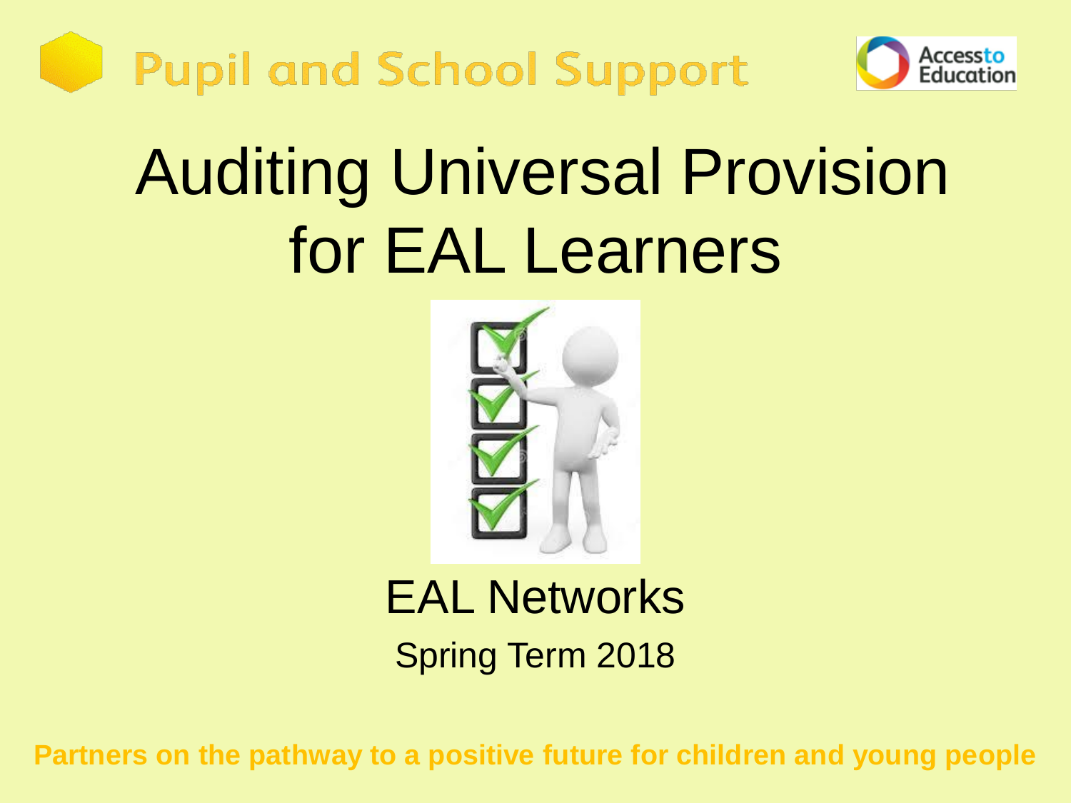Pupil and School Support

Access to Education

# Auditing Universal Provision for EAL Learners

## EAL Networks

Spring Term 2018

**Partners on the pathway to a positive future for children and young people**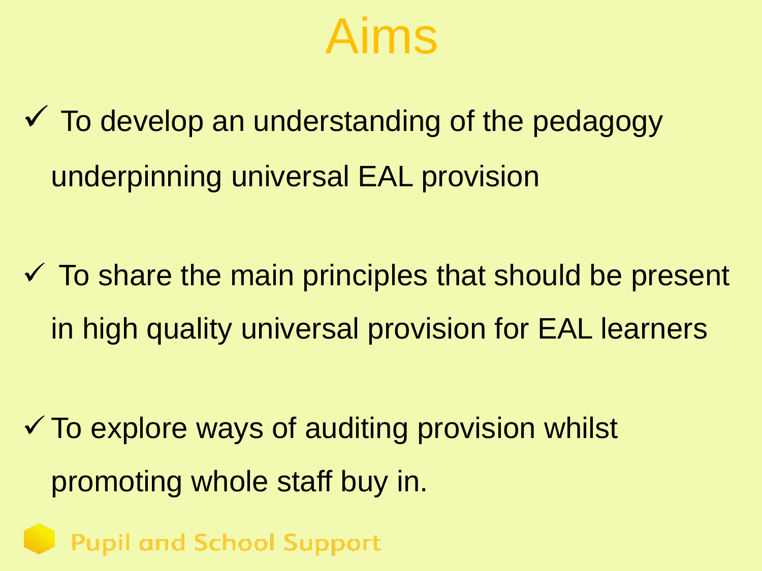# Aims

- ✓ To develop an understanding of the pedagogy underpinning universal EAL provision

- ✓ To share the main principles that should be present in high quality universal provision for EAL learners

- ✓ To explore ways of auditing provision whilst promoting whole staff buy in.

Pupil and School Support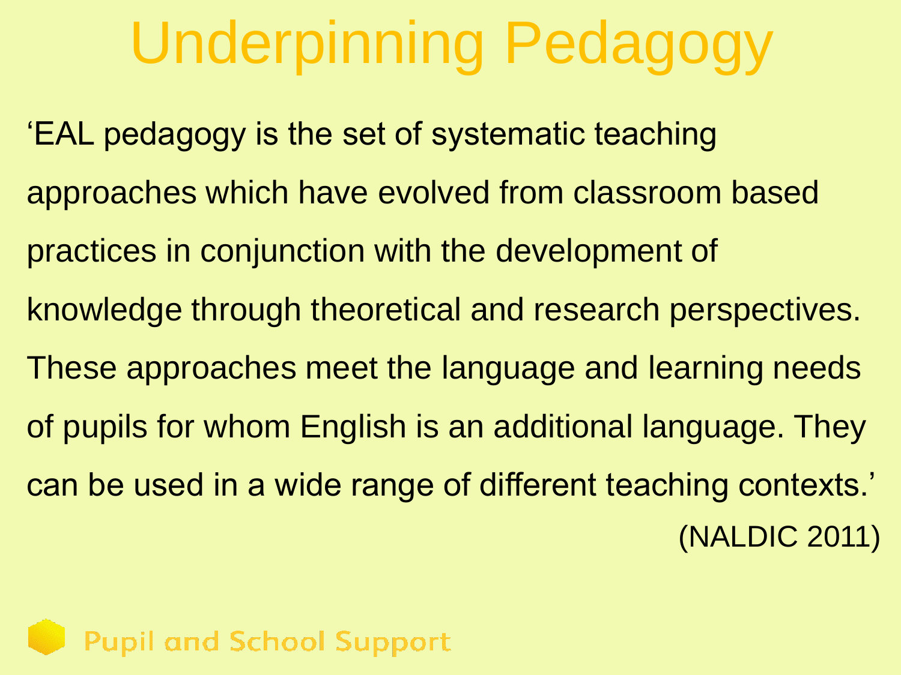# Underpinning Pedagogy

'EAL pedagogy is the set of systematic teaching approaches which have evolved from classroom based practices in conjunction with the development of knowledge through theoretical and research perspectives. These approaches meet the language and learning needs of pupils for whom English is an additional language. They can be used in a wide range of different teaching contexts.'

(NALDIC 2011)

Pupil and School Support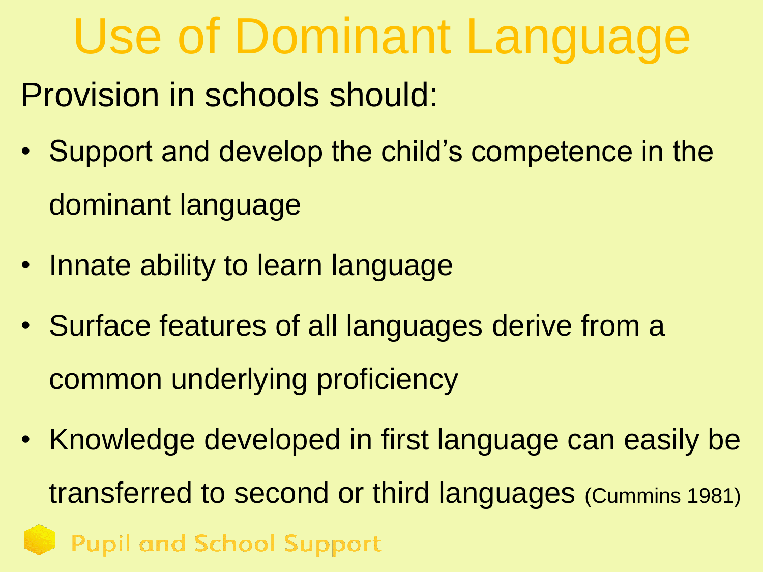# Use of Dominant Language

Provision in schools should:

- Support and develop the child's competence in the dominant language
- Innate ability to learn language
- Surface features of all languages derive from a common underlying proficiency
- Knowledge developed in first language can easily be transferred to second or third languages (Cummins 1981)

Pupil and School Support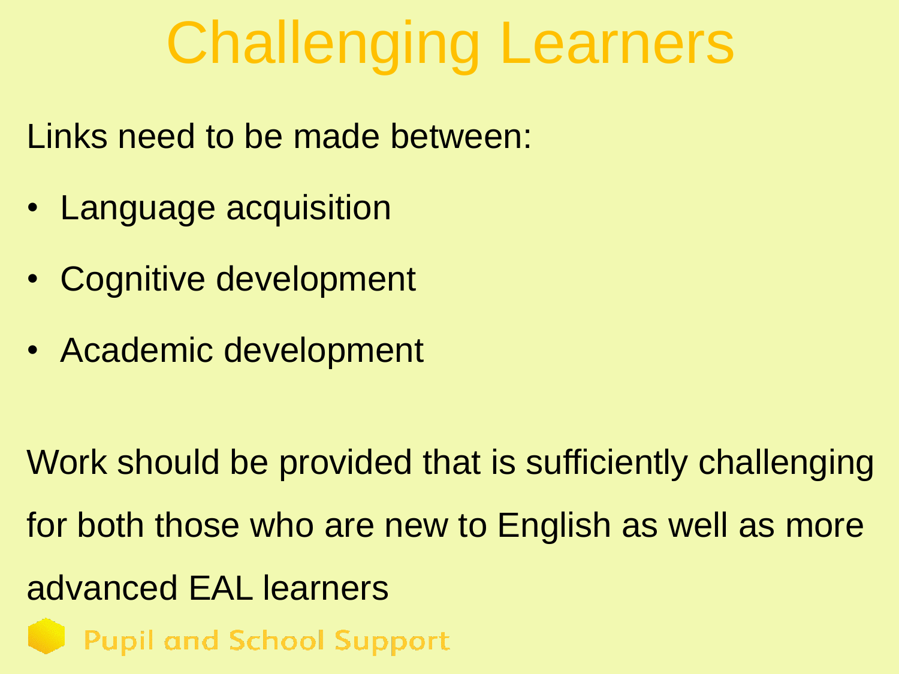# Challenging Learners

Links need to be made between:

- Language acquisition
- Cognitive development
- Academic development

Work should be provided that is sufficiently challenging for both those who are new to English as well as more advanced EAL learners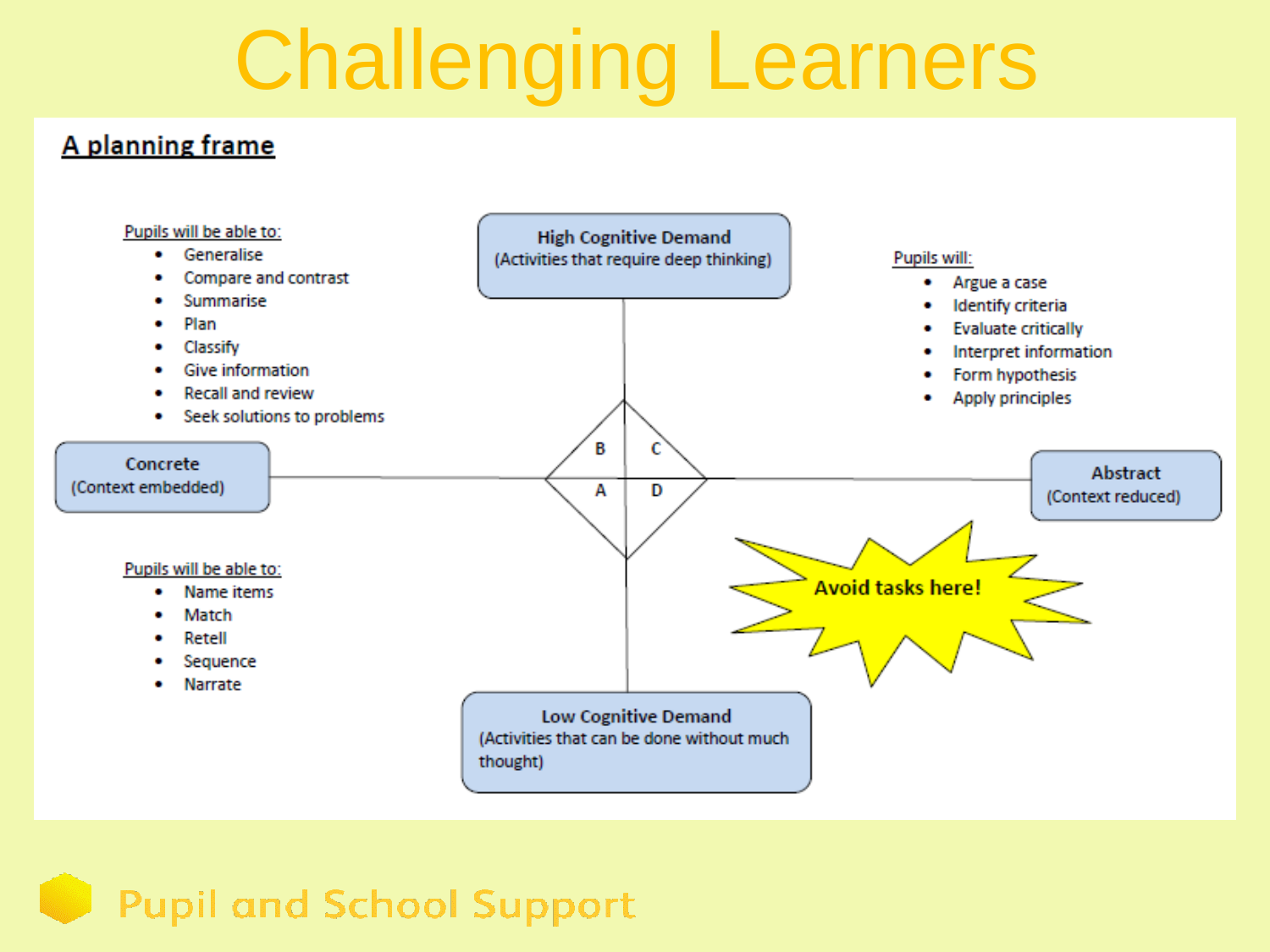# Challenging Learners

## A planning frame

**High Cognitive Demand**
(Activities that require deep thinking)

Pupils will be able to:
- Generalise
- Compare and contrast
- Summarise
- Plan
- Classify
- Give information
- Recall and review
- Seek solutions to problems

Pupils will:
- Argue a case
- Identify criteria
- Evaluate critically
- Interpret information
- Form hypothesis
- Apply principles

**Concrete**
(Context embedded)

B | C
A | D

**Abstract**
(Context reduced)

Pupils will be able to:
- Name items
- Match
- Retell
- Sequence
- Narrate

**Avoid tasks here!**

**Low Cognitive Demand**
(Activities that can be done without much thought)

Pupil and School Support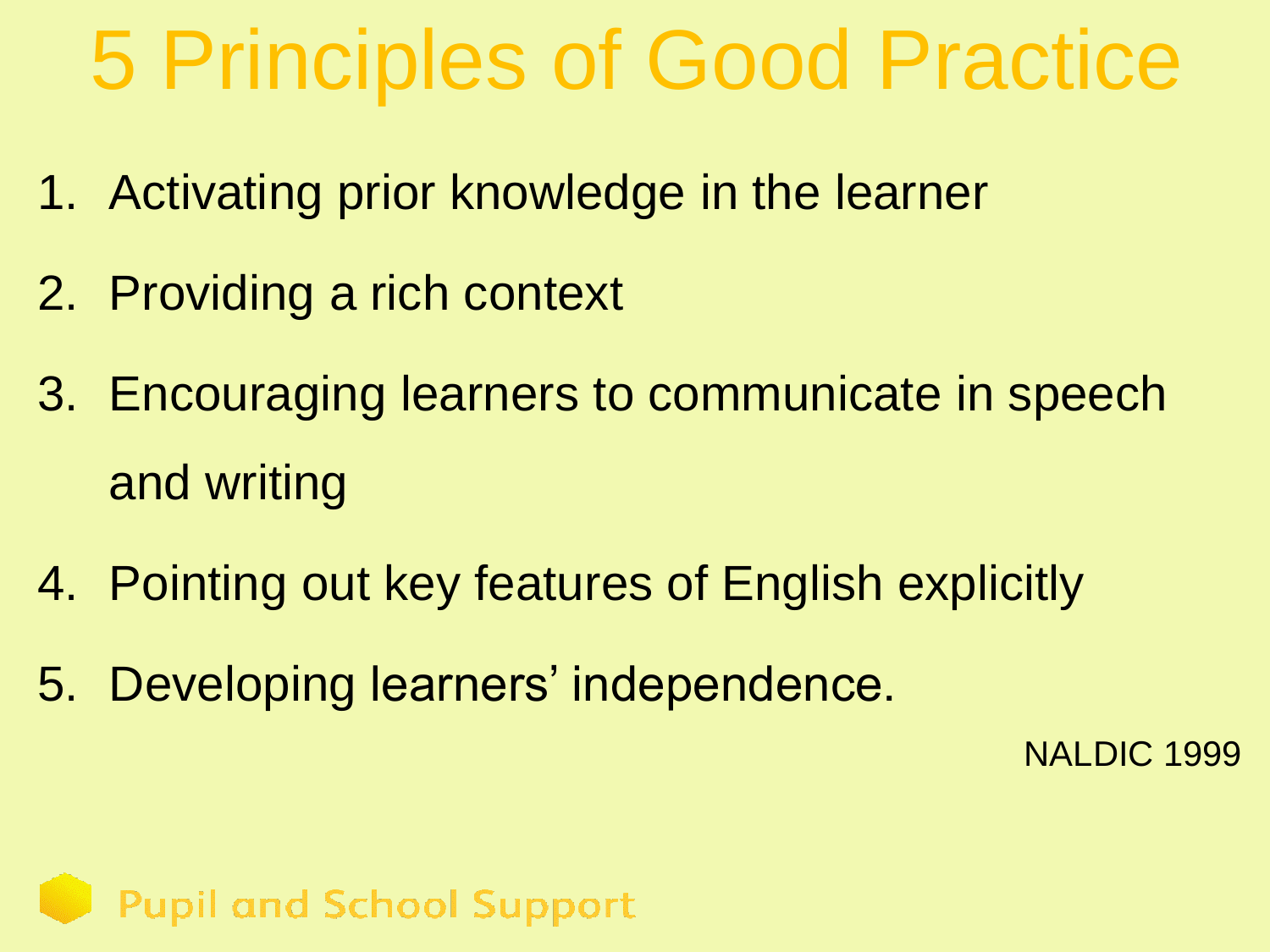# 5 Principles of Good Practice

1. Activating prior knowledge in the learner
2. Providing a rich context
3. Encouraging learners to communicate in speech and writing
4. Pointing out key features of English explicitly
5. Developing learners' independence.

NALDIC 1999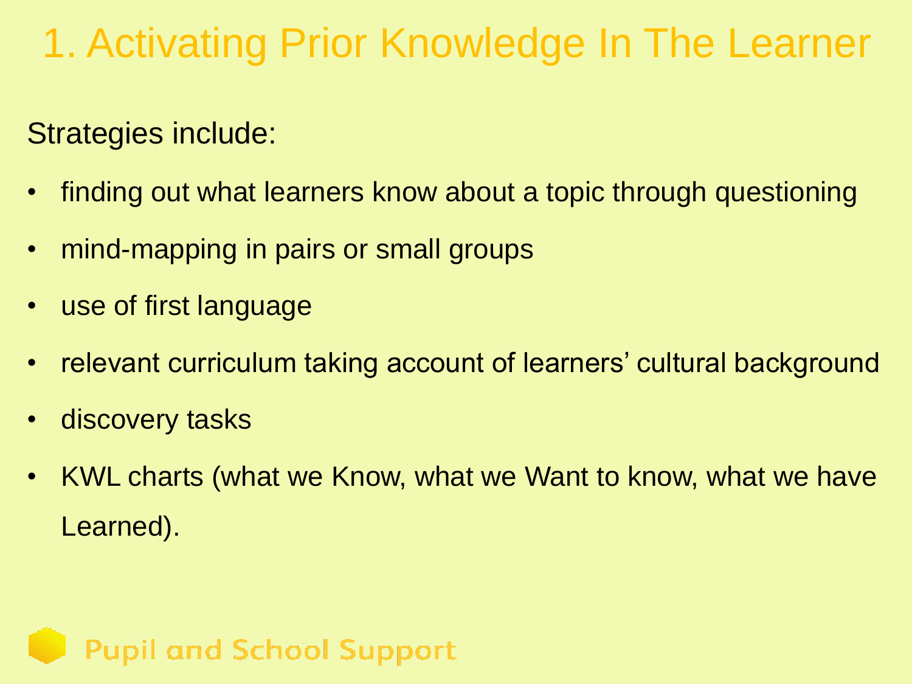# 1. Activating Prior Knowledge In The Learner

Strategies include:

- finding out what learners know about a topic through questioning
- mind-mapping in pairs or small groups
- use of first language
- relevant curriculum taking account of learners' cultural background
- discovery tasks
- KWL charts (what we Know, what we Want to know, what we have Learned).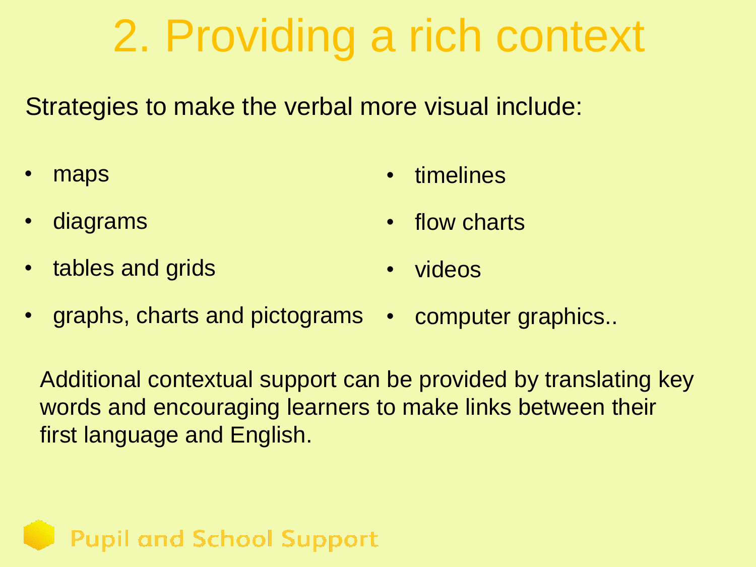# 2. Providing a rich context

Strategies to make the verbal more visual include:

- maps
- diagrams
- tables and grids
- graphs, charts and pictograms
- timelines
- flow charts
- videos
- computer graphics..

Additional contextual support can be provided by translating key words and encouraging learners to make links between their first language and English.

Pupil and School Support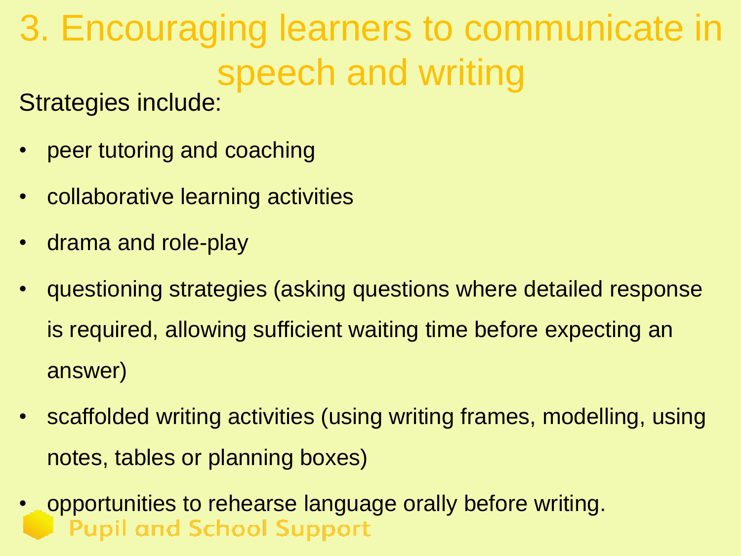# 3. Encouraging learners to communicate in speech and writing

Strategies include:

- peer tutoring and coaching
- collaborative learning activities
- drama and role-play
- questioning strategies (asking questions where detailed response is required, allowing sufficient waiting time before expecting an answer)
- scaffolded writing activities (using writing frames, modelling, using notes, tables or planning boxes)
- opportunities to rehearse language orally before writing.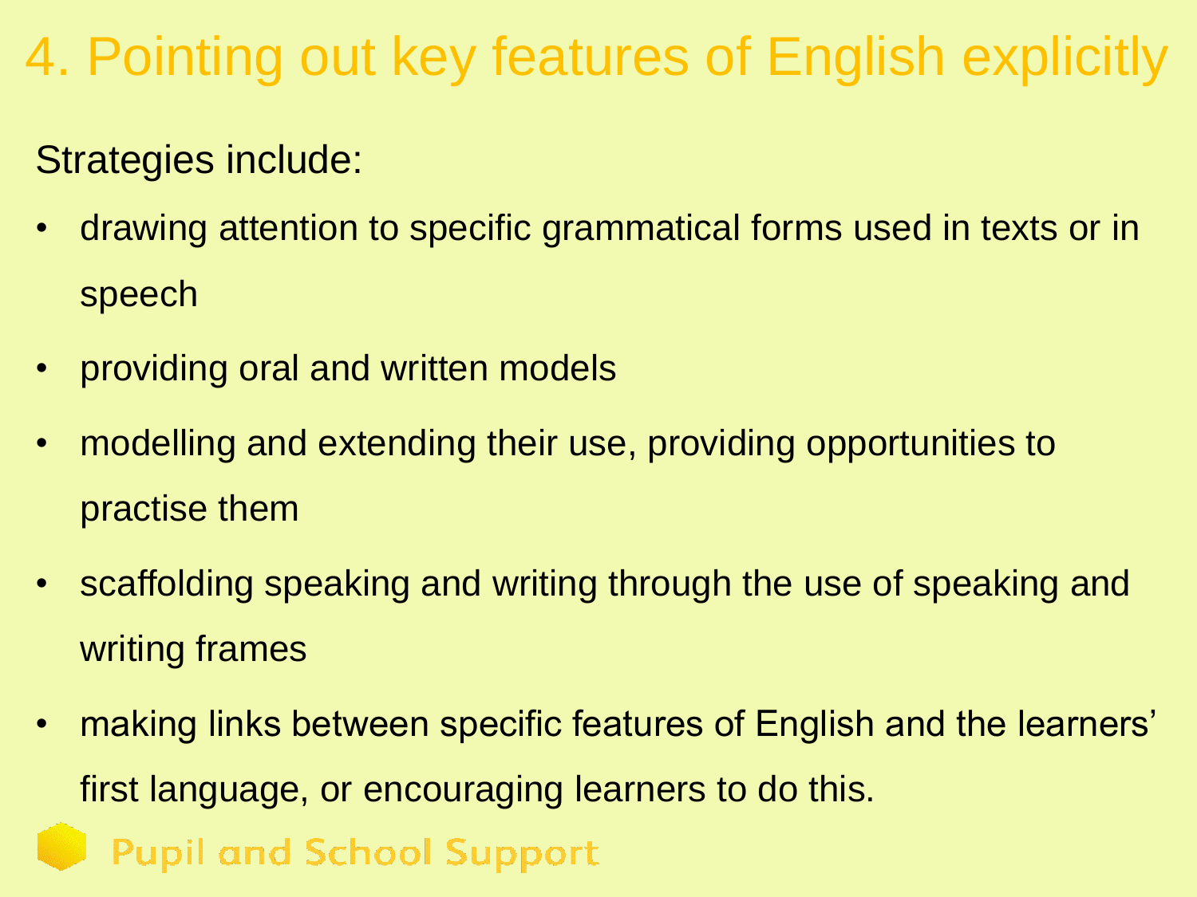# 4. Pointing out key features of English explicitly

Strategies include:

- drawing attention to specific grammatical forms used in texts or in speech
- providing oral and written models
- modelling and extending their use, providing opportunities to practise them
- scaffolding speaking and writing through the use of speaking and writing frames
- making links between specific features of English and the learners' first language, or encouraging learners to do this.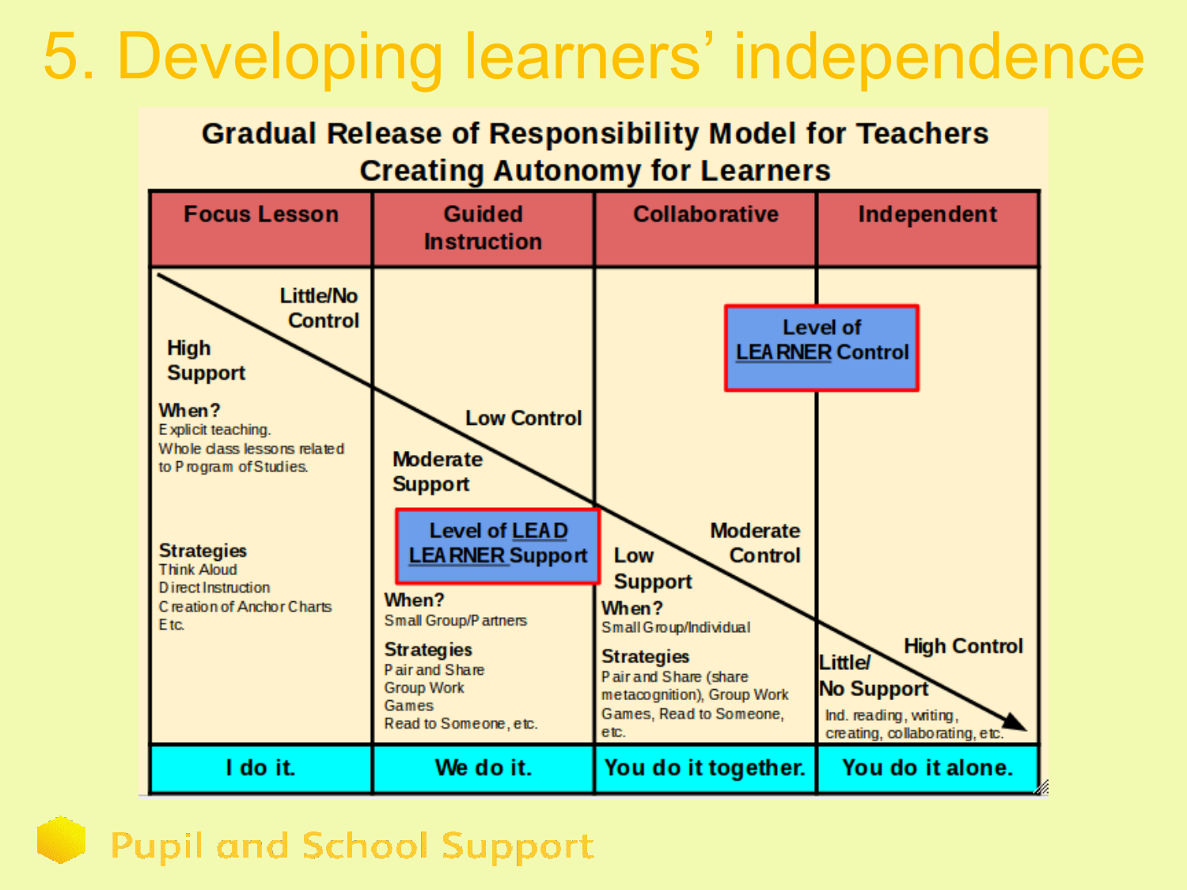# 5. Developing learners' independence

**Gradual Release of Responsibility Model for Teachers Creating Autonomy for Learners**

| Focus Lesson | Guided Instruction | Collaborative | Independent |
|---|---|---|---|
| Little/No Control<br>High Support<br>**When?**<br>Explicit teaching.<br>Whole class lessons related to Program of Studies.<br>**Strategies**<br>Think Aloud<br>Direct Instruction<br>Creation of Anchor Charts<br>Etc. | Low Control<br>Moderate Support<br>Level of LEAD LEARNER Support<br>**When?**<br>Small Group/Partners<br>**Strategies**<br>Pair and Share<br>Group Work<br>Games<br>Read to Someone, etc. | Low Support<br>Moderate Control<br>**When?**<br>Small Group/Individual<br>**Strategies**<br>Pair and Share (share metacognition), Group Work<br>Games, Read to Someone, etc. | Level of LEARNER Control<br>High Control<br>Little/ No Support<br>Ind. reading, writing, creating, collaborating, etc. |
| I do it. | We do it. | You do it together. | You do it alone. |

Pupil and School Support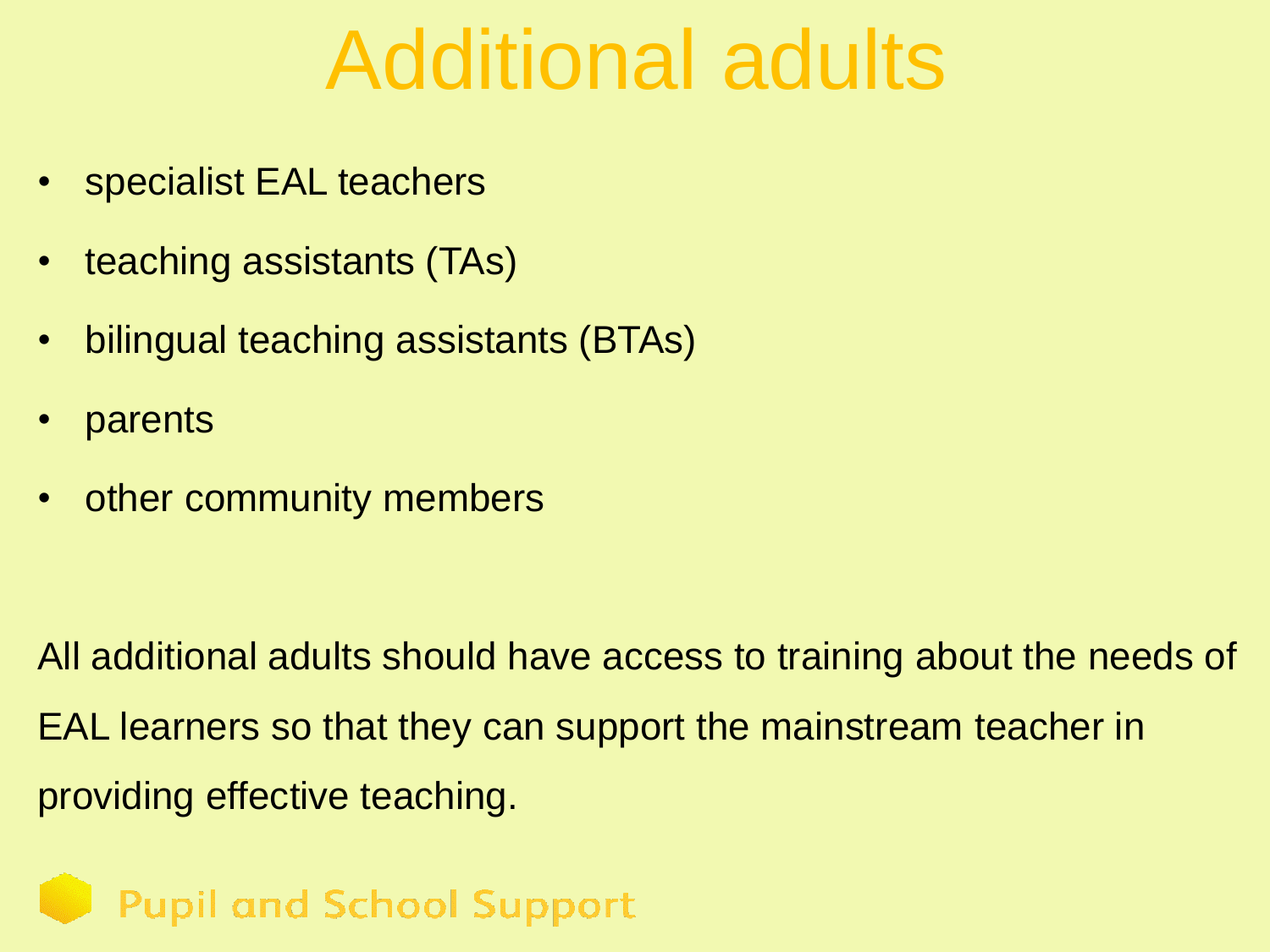# Additional adults

- specialist EAL teachers
- teaching assistants (TAs)
- bilingual teaching assistants (BTAs)
- parents
- other community members

All additional adults should have access to training about the needs of EAL learners so that they can support the mainstream teacher in providing effective teaching.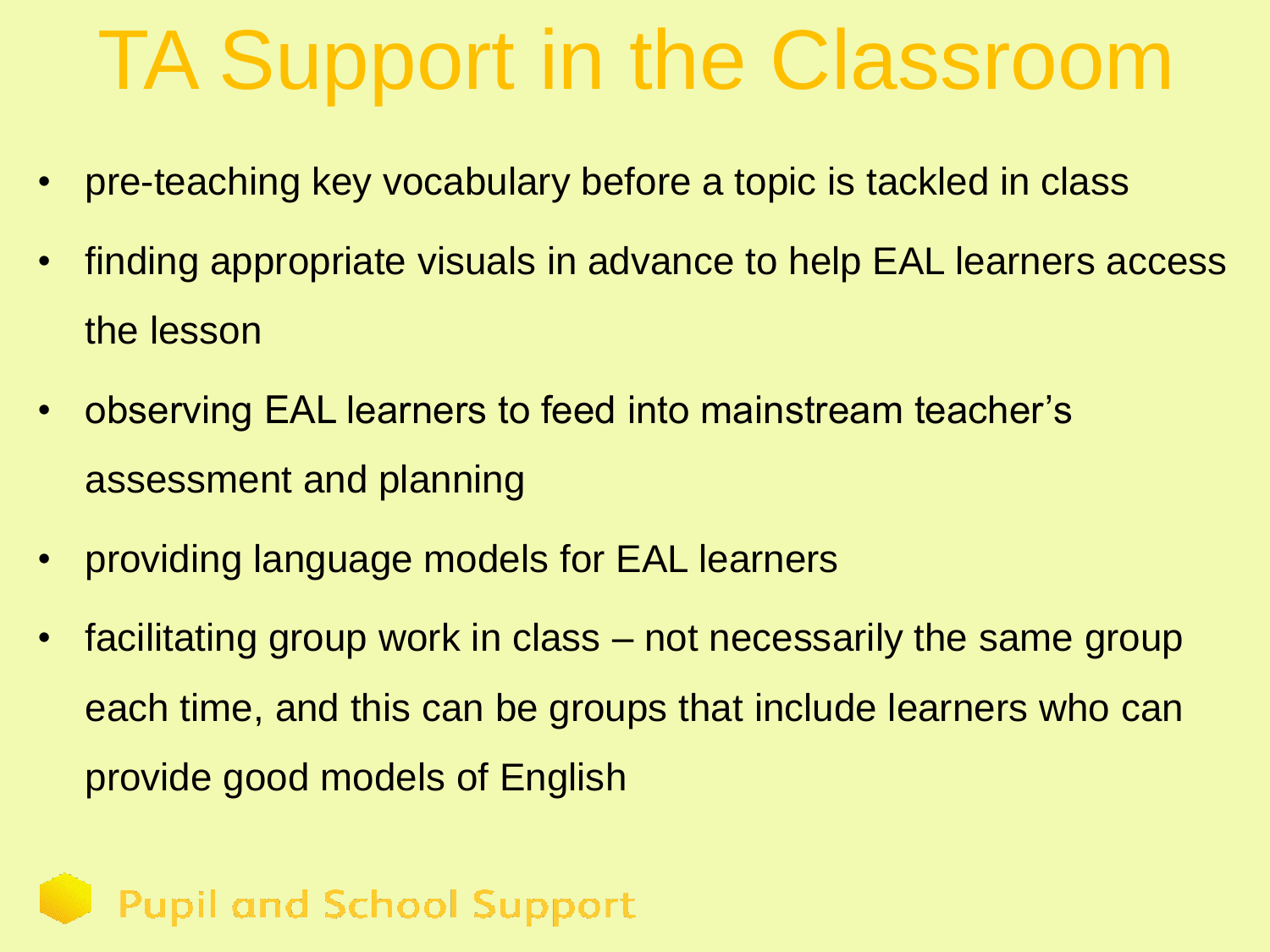# TA Support in the Classroom

- pre-teaching key vocabulary before a topic is tackled in class
- finding appropriate visuals in advance to help EAL learners access the lesson
- observing EAL learners to feed into mainstream teacher's assessment and planning
- providing language models for EAL learners
- facilitating group work in class – not necessarily the same group each time, and this can be groups that include learners who can provide good models of English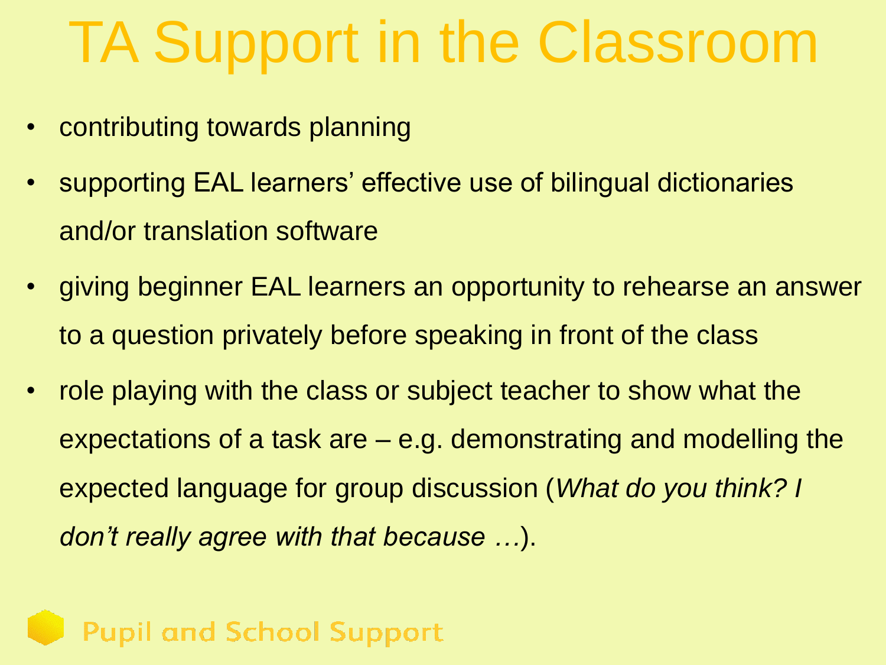# TA Support in the Classroom

- contributing towards planning
- supporting EAL learners' effective use of bilingual dictionaries and/or translation software
- giving beginner EAL learners an opportunity to rehearse an answer to a question privately before speaking in front of the class
- role playing with the class or subject teacher to show what the expectations of a task are – e.g. demonstrating and modelling the expected language for group discussion (*What do you think? I don't really agree with that because …*).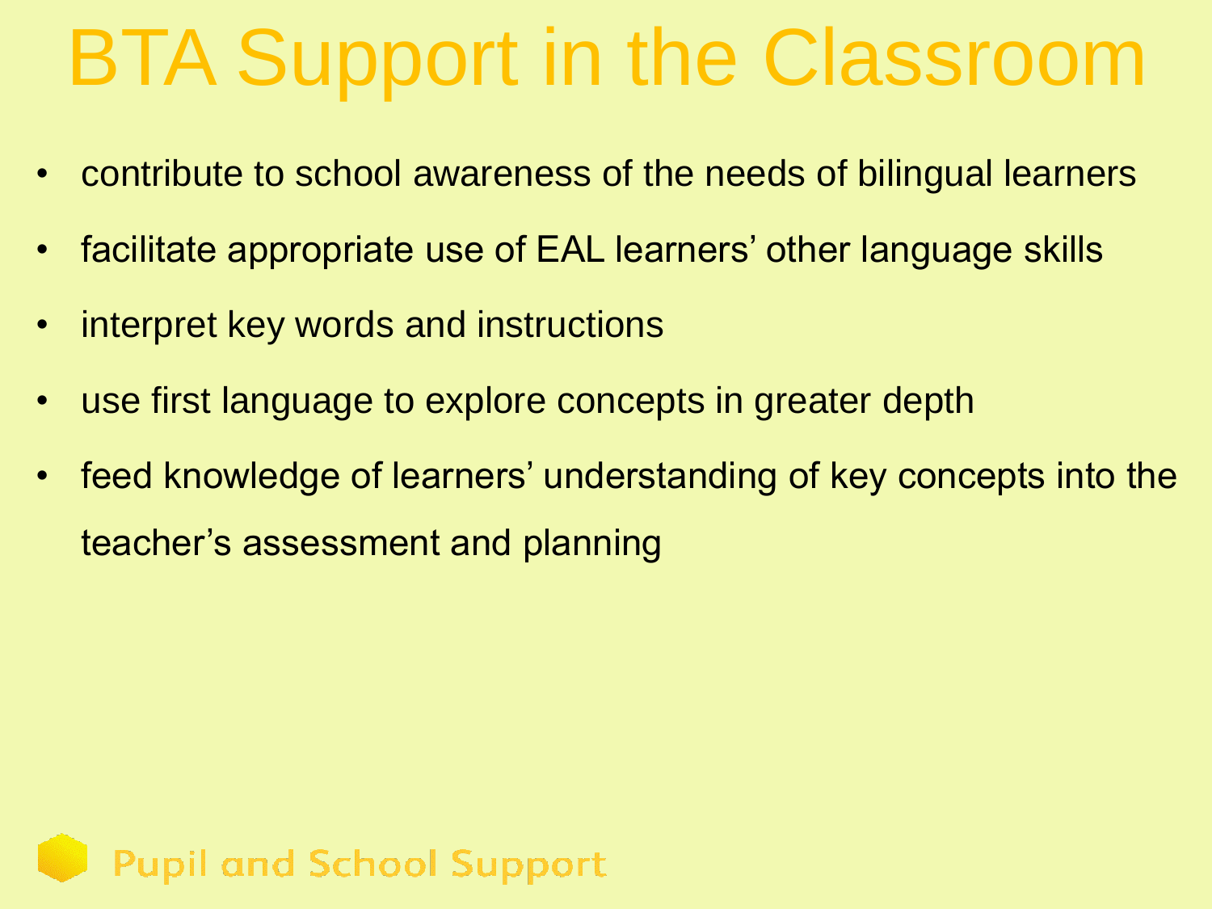# BTA Support in the Classroom

- contribute to school awareness of the needs of bilingual learners
- facilitate appropriate use of EAL learners' other language skills
- interpret key words and instructions
- use first language to explore concepts in greater depth
- feed knowledge of learners' understanding of key concepts into the teacher's assessment and planning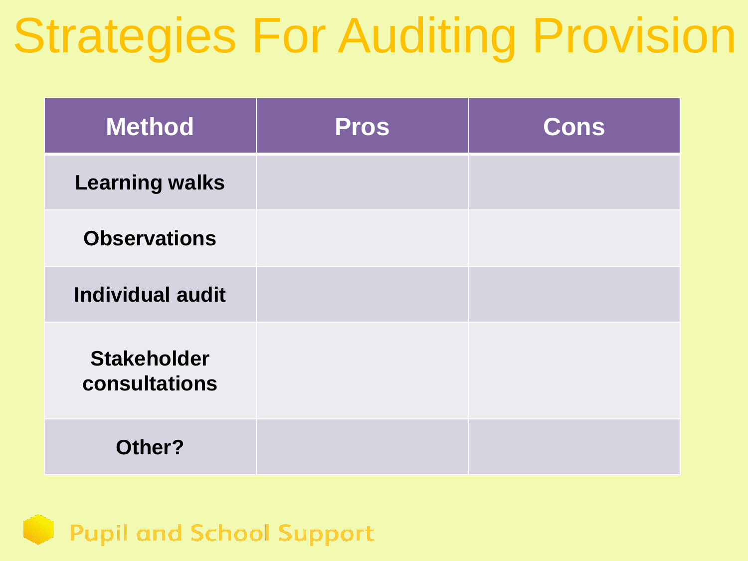# Strategies For Auditing Provision

| Method | Pros | Cons |
|---|---|---|
| **Learning walks** | | |
| **Observations** | | |
| **Individual audit** | | |
| **Stakeholder consultations** | | |
| **Other?** | | |

Pupil and School Support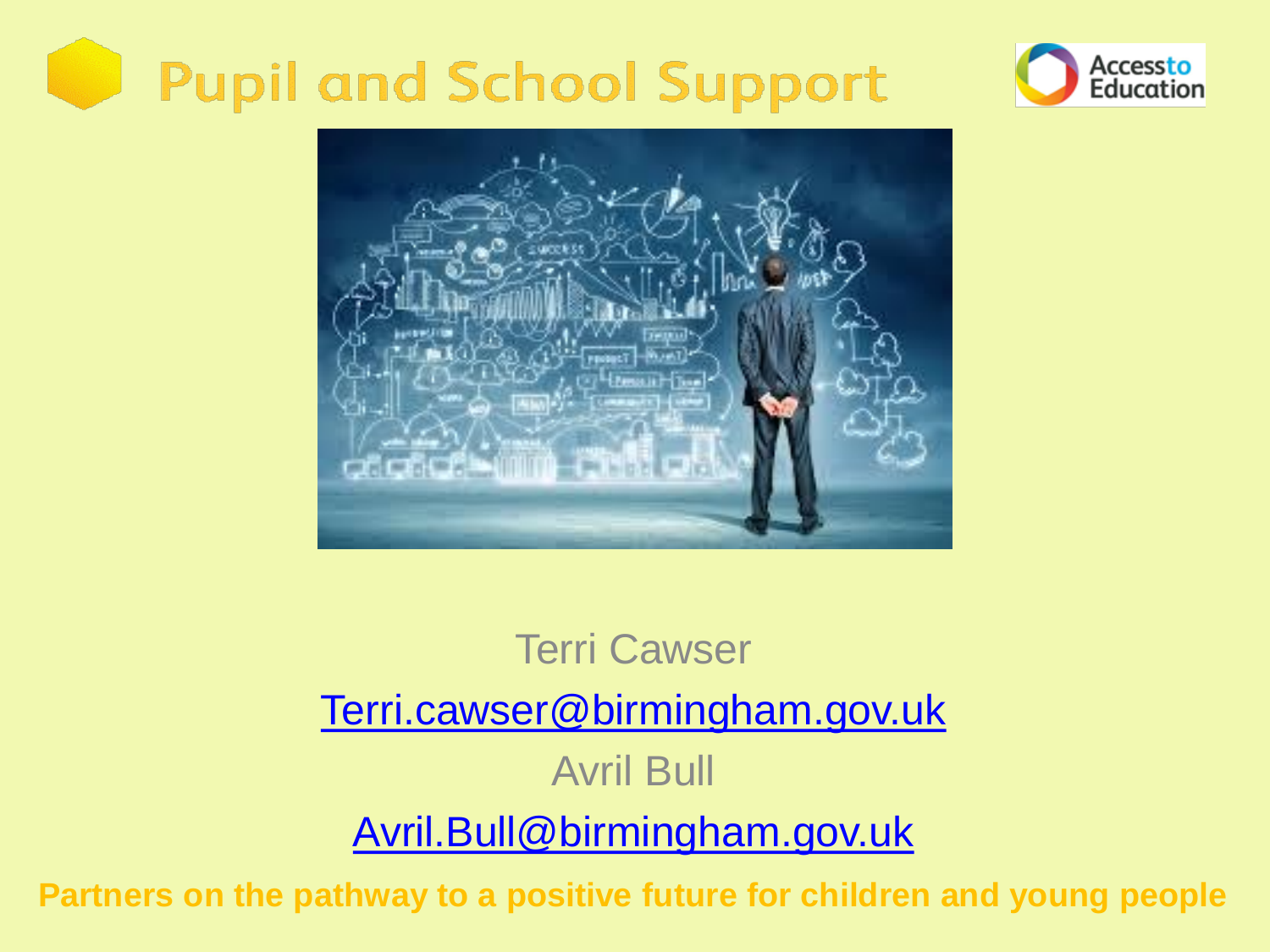# Pupil and School Support

Access to Education

Terri Cawser

[Terri.cawser@birmingham.gov.uk](mailto:Terri.cawser@birmingham.gov.uk)

Avril Bull

[Avril.Bull@birmingham.gov.uk](mailto:Avril.Bull@birmingham.gov.uk)

**Partners on the pathway to a positive future for children and young people**